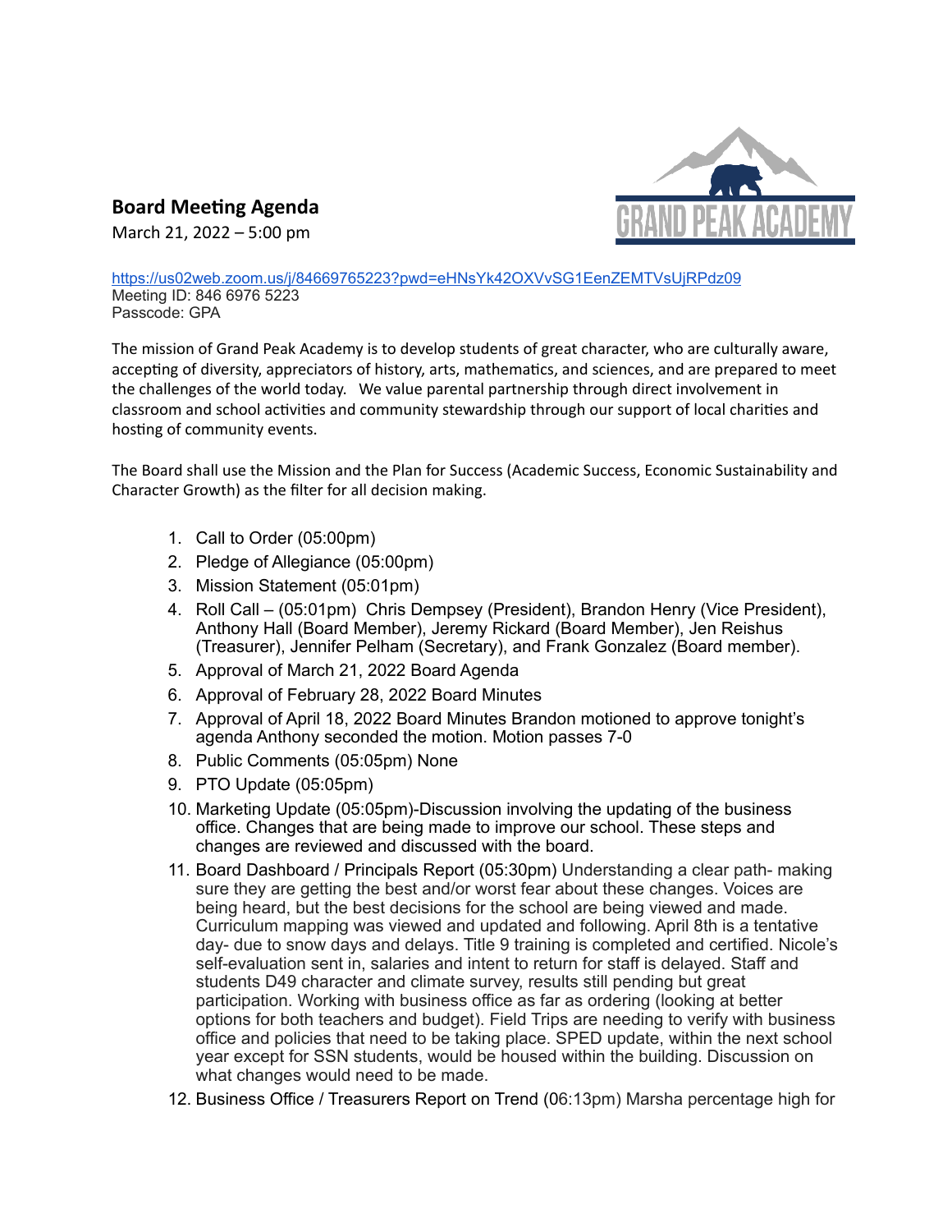## Board Meeting Agenda

March 21, 2022 – 5:00 pm

https://us02web.zoom.us/j/84669765223?pwd=eHNsYk42OXVvSG1EenZEMTVsUjRPdz09
Meeting ID: 846 6976 5223
Passcode: GPA

The mission of Grand Peak Academy is to develop students of great character, who are culturally aware, accepting of diversity, appreciators of history, arts, mathematics, and sciences, and are prepared to meet the challenges of the world today. We value parental partnership through direct involvement in classroom and school activities and community stewardship through our support of local charities and hosting of community events.

The Board shall use the Mission and the Plan for Success (Academic Success, Economic Sustainability and Character Growth) as the filter for all decision making.

1. Call to Order (05:00pm)
2. Pledge of Allegiance (05:00pm)
3. Mission Statement (05:01pm)
4. Roll Call – (05:01pm) Chris Dempsey (President), Brandon Henry (Vice President), Anthony Hall (Board Member), Jeremy Rickard (Board Member), Jen Reishus (Treasurer), Jennifer Pelham (Secretary), and Frank Gonzalez (Board member).
5. Approval of March 21, 2022 Board Agenda
6. Approval of February 28, 2022 Board Minutes
7. Approval of April 18, 2022 Board Minutes Brandon motioned to approve tonight's agenda Anthony seconded the motion. Motion passes 7-0
8. Public Comments (05:05pm) None
9. PTO Update (05:05pm)
10. Marketing Update (05:05pm)-Discussion involving the updating of the business office. Changes that are being made to improve our school. These steps and changes are reviewed and discussed with the board.
11. Board Dashboard / Principals Report (05:30pm) Understanding a clear path- making sure they are getting the best and/or worst fear about these changes. Voices are being heard, but the best decisions for the school are being viewed and made. Curriculum mapping was viewed and updated and following. April 8th is a tentative day- due to snow days and delays. Title 9 training is completed and certified. Nicole's self-evaluation sent in, salaries and intent to return for staff is delayed. Staff and students D49 character and climate survey, results still pending but great participation. Working with business office as far as ordering (looking at better options for both teachers and budget). Field Trips are needing to verify with business office and policies that need to be taking place. SPED update, within the next school year except for SSN students, would be housed within the building. Discussion on what changes would need to be made.
12. Business Office / Treasurers Report on Trend (06:13pm) Marsha percentage high for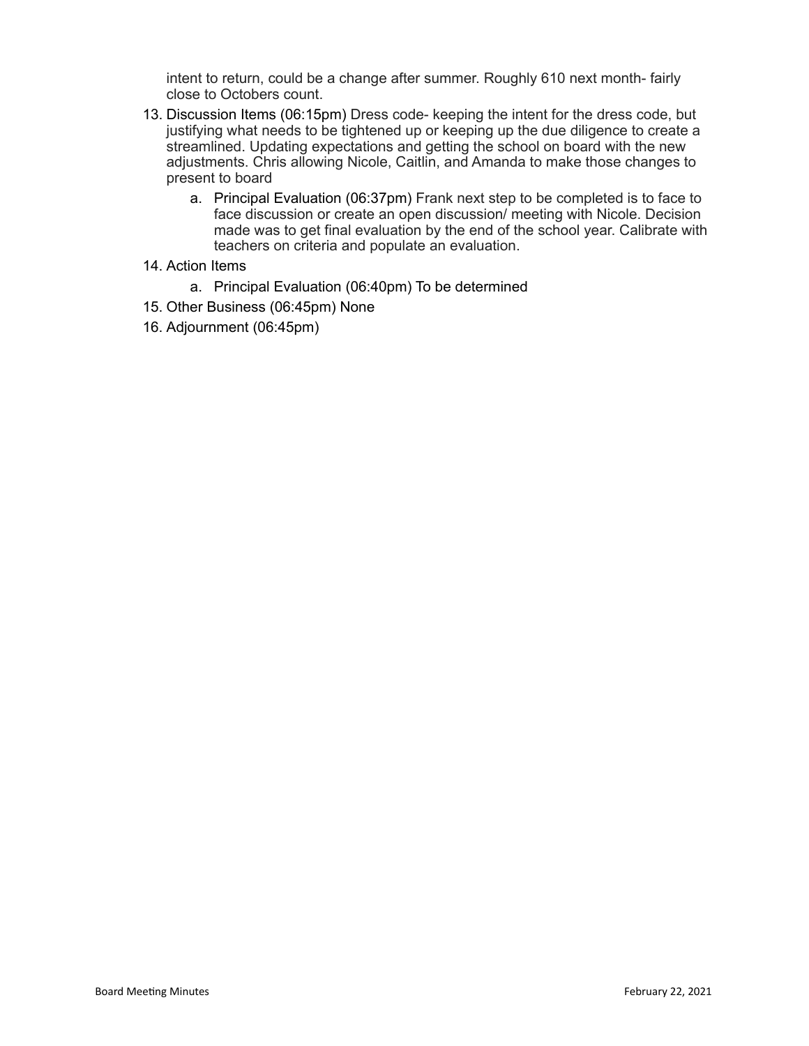intent to return, could be a change after summer. Roughly 610 next month- fairly close to Octobers count.

13. Discussion Items (06:15pm) Dress code- keeping the intent for the dress code, but justifying what needs to be tightened up or keeping up the due diligence to create a streamlined. Updating expectations and getting the school on board with the new adjustments. Chris allowing Nicole, Caitlin, and Amanda to make those changes to present to board
    a. Principal Evaluation (06:37pm) Frank next step to be completed is to face to face discussion or create an open discussion/ meeting with Nicole. Decision made was to get final evaluation by the end of the school year. Calibrate with teachers on criteria and populate an evaluation.
14. Action Items
    a. Principal Evaluation (06:40pm) To be determined
15. Other Business (06:45pm) None
16. Adjournment (06:45pm)